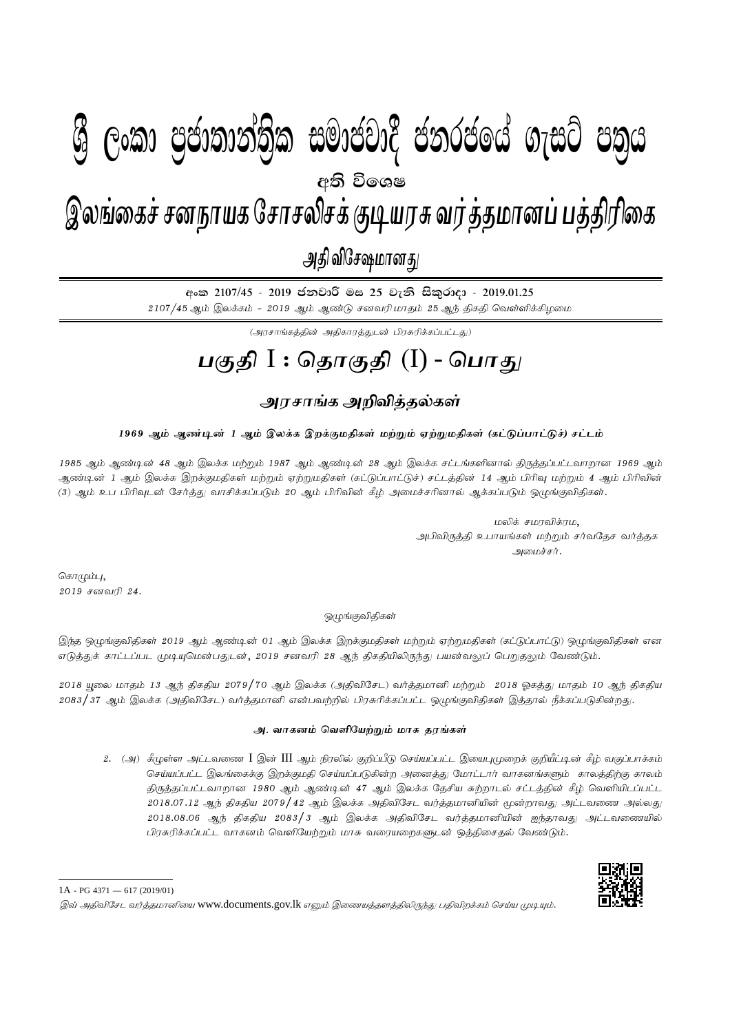# ශ්‍රී ලංකා ප්‍රජාතාන්ත්‍රික සමාජවාදී ජනරජයේ ගැසට් පත්‍රය

**අති විශෙෂ**

# இலங்கைச் சனநாயக சோசலிசக் குடியரசு வர்த்தமானப் பத்திரிகை

**அதி விசேஷமானது**

අංක 2107/45 - 2019 ජනවාරි මස 25 වැනි සිකුරාදා - 2019.01.25

*2107/45 ஆம் இலக்கம் – 2019 ஆம் ஆண்டு சனவரி மாதம் 25 ஆந் திகதி வெள்ளிக்கிழமை*

*(அரசாங்கத்தின் அதிகாரத்துடன் பிரசுரிக்கப்பட்டது)*

# பகுதி I : தொகுதி (I) - பொது

## அரசாங்க அறிவித்தல்கள்

**1969 ஆம் ஆண்டின் 1 ஆம் இலக்க இறக்குமதிகள் மற்றும் ஏற்றுமதிகள் (கட்டுப்பாட்டுச்) சட்டம்**

*1985 ஆம் ஆண்டின் 48 ஆம் இலக்க மற்றும் 1987 ஆம் ஆண்டின் 28 ஆம் இலக்க சட்டங்களினால் திருத்தப்பட்டவாறான 1969 ஆம் ஆண்டின் 1 ஆம் இலக்க இறக்குமதிகள் மற்றும் ஏற்றுமதிகள் (கட்டுப்பாட்டுச்) சட்டத்தின் 14 ஆம் பிரிவு மற்றும் 4 ஆம் பிரிவின் (3) ஆம் உப பிரிவுடன் சேர்த்து வாசிக்கப்படும் 20 ஆம் பிரிவின் கீழ் அமைச்சரினால் ஆக்கப்படும் ஒழுங்குவிதிகள்.*

மலிக் சமரவிக்ரம,
அபிவிருத்தி உபாயங்கள் மற்றும் சர்வதேச வர்த்தக அமைச்சர்.

கொழும்பு,
*2019 சனவரி 24.*

ஒழுங்குவிதிகள்

*இந்த ஒழுங்குவிதிகள் 2019 ஆம் ஆண்டின் 01 ஆம் இலக்க இறக்குமதிகள் மற்றும் ஏற்றுமதிகள் (கட்டுப்பாட்டு) ஒழுங்குவிதிகள் என எடுத்துக் காட்டப்பட முடியுமென்பதுடன், 2019 சனவரி 28 ஆந் திகதியிலிருந்து பயன்வலுப் பெறுதலும் வேண்டும்.*

*2018 யூலை மாதம் 13 ஆந் திகதிய 2079/70 ஆம் இலக்க (அதிவிசேட) வர்த்தமானி மற்றும் 2018 ஓகத்து மாதம் 10 ஆந் திகதிய 2083/37 ஆம் இலக்க (அதிவிசேட) வர்த்தமானி என்பவற்றில் பிரசுரிக்கப்பட்ட ஒழுங்குவிதிகள் இத்தால் நீக்கப்படுகின்றது.*

**அ. வாகனம் வெளியேற்றும் மாசு தரங்கள்**

2. (அ) கீழுள்ள அட்டவணை I இன் III ஆம் நிரலில் குறிப்பீடு செய்யப்பட்ட இயைபுமுறைக் குறியீட்டின் கீழ் வகுப்பாக்கம் செய்யப்பட்ட இலங்கைக்கு இறக்குமதி செய்யப்படுகின்ற அனைத்து மோட்டார் வாகனங்களும் காலத்திற்கு காலம் திருத்தப்பட்டவாறான 1980 ஆம் ஆண்டின் 47 ஆம் இலக்க தேசிய சுற்றாடல் சட்டத்தின் கீழ் வெளியிடப்பட்ட 2018.07.12 ஆந் திகதிய 2079/42 ஆம் இலக்க அதிவிசேட வர்த்தமானியின் மூன்றாவது அட்டவணை அல்லது 2018.08.06 ஆந் திகதிய 2083/3 ஆம் இலக்க அதிவிசேட வர்த்தமானியின் ஐந்தாவது அட்டவணையில் பிரசுரிக்கப்பட்ட வாகனம் வெளியேற்றும் மாசு வரையறைகளுடன் ஒத்திசைதல் வேண்டும்.

---

1A - PG 4371 — 617 (2019/01)

*இவ் அதிவிசேட வர்த்தமானியை www.documents.gov.lk எனும் இணையத்தளத்திலிருந்து பதிவிறக்கம் செய்ய முடியும்.*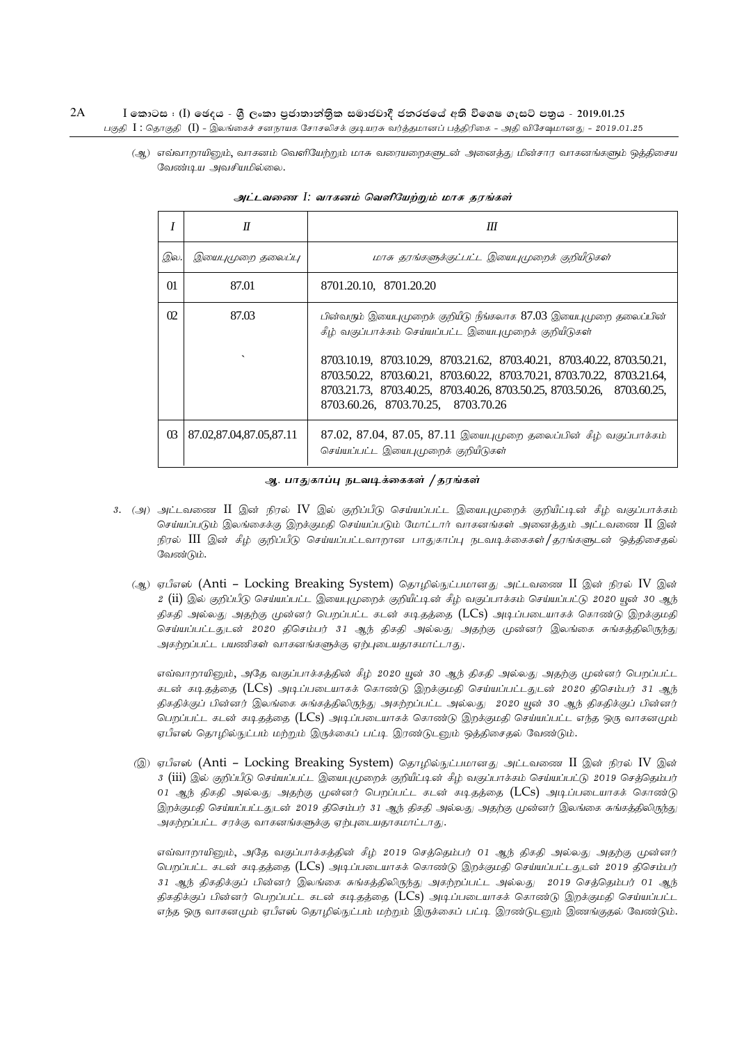(ஆ) எவ்வாறாயினும், வாகனம் வெளியேற்றும் மாசு வரையறைகளுடன் அனைத்து மின்சார வாகனங்களும் ஒத்திசைய வேண்டிய அவசியமில்லை.

*அட்டவணை I: வாகனம் வெளியேற்றும் மாசு தரங்கள்*

| I | II | III |
|---|---|---|
| இல. | இயைபுமுறை தலைப்பு | மாசு தரங்களுக்குட்பட்ட இயைபுமுறைக் குறியீடுகள் |
| 01 | 87.01 | 8701.20.10, 8701.20.20 |
| 02 | 87.03 | பின்வரும் இயைபுமுறைக் குறியீடு நீங்கலாக 87.03 இயைபுமுறை தலைப்பின் கீழ் வகுப்பாக்கம் செய்யப்பட்ட இயைபுமுறைக் குறியீடுகள் 8703.10.19, 8703.10.29, 8703.21.62, 8703.40.21, 8703.40.22, 8703.50.21, 8703.50.22, 8703.60.21, 8703.60.22, 8703.70.21, 8703.70.22, 8703.21.64, 8703.21.73, 8703.40.25, 8703.40.26, 8703.50.25, 8703.50.26, 8703.60.25, 8703.60.26, 8703.70.25, 8703.70.26 |
| 03 | 87.02,87.04,87.05,87.11 | 87.02, 87.04, 87.05, 87.11 இயைபுமுறை தலைப்பின் கீழ் வகுப்பாக்கம் செய்யப்பட்ட இயைபுமுறைக் குறியீடுகள் |

### ஆ. பாதுகாப்பு நடவடிக்கைகள் / தரங்கள்

3. (அ) அட்டவணை II இன் நிரல் IV இல் குறிப்பீடு செய்யப்பட்ட இயைபுமுறைக் குறியீட்டின் கீழ் வகுப்பாக்கம் செய்யப்படும் இலங்கைக்கு இறக்குமதி செய்யப்படும் மோட்டார் வாகனங்கள் அனைத்தும் அட்டவணை II இன் நிரல் III இன் கீழ் குறிப்பீடு செய்யப்பட்டவாறான பாதுகாப்பு நடவடிக்கைகள்/தரங்களுடன் ஒத்திசைதல் வேண்டும்.

(ஆ) ஏபீஎஸ் (Anti – Locking Breaking System) தொழில்நுட்பமானது அட்டவணை II இன் நிரல் IV இன் 2 (ii) இல் குறிப்பீடு செய்யப்பட்ட இயைபுமுறைக் குறியீட்டின் கீழ் வகுப்பாக்கம் செய்யப்பட்டு 2020 யூன் 30 ஆந் திகதி அல்லது அதற்கு முன்னர் பெறப்பட்ட கடன் கடிதத்தை (LCs) அடிப்படையாகக் கொண்டு இறக்குமதி செய்யப்பட்டதுடன் 2020 திசெம்பர் 31 ஆந் திகதி அல்லது அதற்கு முன்னர் இலங்கை சுங்கத்திலிருந்து அகற்றப்பட்ட பயணிகள் வாகனங்களுக்கு ஏற்புடையதாகமாட்டாது.

எவ்வாறாயினும், அதே வகுப்பாக்கத்தின் கீழ் 2020 யூன் 30 ஆந் திகதி அல்லது அதற்கு முன்னர் பெறப்பட்ட கடன் கடிதத்தை (LCs) அடிப்படையாகக் கொண்டு இறக்குமதி செய்யப்பட்டதுடன் 2020 திசெம்பர் 31 ஆந் திகதிக்குப் பின்னர் இலங்கை சுங்கத்திலிருந்து அகற்றப்பட்ட அல்லது 2020 யூன் 30 ஆந் திகதிக்குப் பின்னர் பெறப்பட்ட கடன் கடிதத்தை (LCs) அடிப்படையாகக் கொண்டு இறக்குமதி செய்யப்பட்ட எந்த ஒரு வாகனமும் ஏபீஎஸ் தொழில்நுட்பம் மற்றும் இருக்கைப் பட்டி இரண்டுடனும் ஒத்திசைதல் வேண்டும்.

(இ) ஏபீஎஸ் (Anti – Locking Breaking System) தொழில்நுட்பமானது அட்டவணை II இன் நிரல் IV இன் 3 (iii) இல் குறிப்பீடு செய்யப்பட்ட இயைபுமுறைக் குறியீட்டின் கீழ் வகுப்பாக்கம் செய்யப்பட்டு 2019 செத்தெம்பர் 01 ஆந் திகதி அல்லது அதற்கு முன்னர் பெறப்பட்ட கடன் கடிதத்தை (LCs) அடிப்படையாகக் கொண்டு இறக்குமதி செய்யப்பட்டதுடன் 2019 திசெம்பர் 31 ஆந் திகதி அல்லது அதற்கு முன்னர் இலங்கை சுங்கத்திலிருந்து அகற்றப்பட்ட சரக்கு வாகனங்களுக்கு ஏற்புடையதாகமாட்டாது.

எவ்வாறாயினும், அதே வகுப்பாக்கத்தின் கீழ் 2019 செத்தெம்பர் 01 ஆந் திகதி அல்லது அதற்கு முன்னர் பெறப்பட்ட கடன் கடிதத்தை (LCs) அடிப்படையாகக் கொண்டு இறக்குமதி செய்யப்பட்டதுடன் 2019 திசெம்பர் 31 ஆந் திகதிக்குப் பின்னர் இலங்கை சுங்கத்திலிருந்து அகற்றப்பட்ட அல்லது 2019 செத்தெம்பர் 01 ஆந் திகதிக்குப் பின்னர் பெறப்பட்ட கடன் கடிதத்தை (LCs) அடிப்படையாகக் கொண்டு இறக்குமதி செய்யப்பட்ட எந்த ஒரு வாகனமும் ஏபீஎஸ் தொழில்நுட்பம் மற்றும் இருக்கைப் பட்டி இரண்டுடனும் இணங்குதல் வேண்டும்.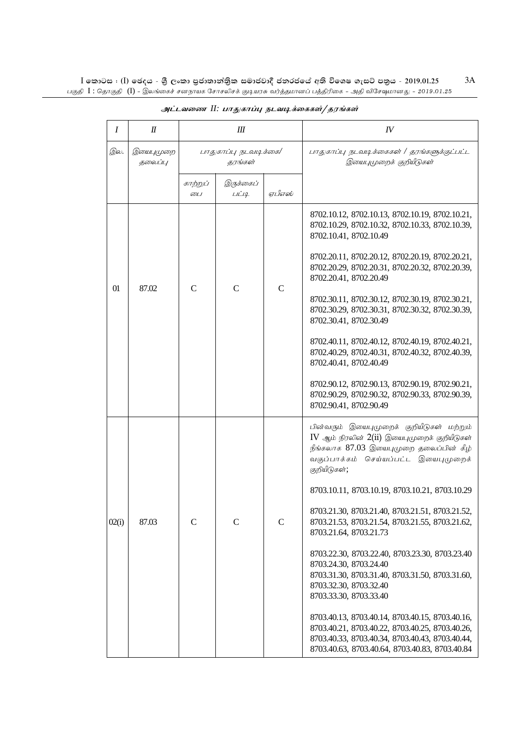## அட்டவணை II: பாதுகாப்பு நடவடிக்கைகள்/தரங்கள்

| I | II | III | | | IV |
|---|---|---|---|---|---|
| இல. | இயைபுமுறை தலைப்பு | பாதுகாப்பு நடவடிக்கை/ தரங்கள் | | | பாதுகாப்பு நடவடிக்கைகள் / தரங்களுக்குட்பட்ட இயைபுமுறைக் குறியீடுகள் |
| | | காற்றுப் பை | இருக்கைப் பட்டி | ஏபீஎஸ் | |
| 01 | 87.02 | C | C | C | 8702.10.12, 8702.10.13, 8702.10.19, 8702.10.21, 8702.10.29, 8702.10.32, 8702.10.33, 8702.10.39, 8702.10.41, 8702.10.49<br><br>8702.20.11, 8702.20.12, 8702.20.19, 8702.20.21, 8702.20.29, 8702.20.31, 8702.20.32, 8702.20.39, 8702.20.41, 8702.20.49<br><br>8702.30.11, 8702.30.12, 8702.30.19, 8702.30.21, 8702.30.29, 8702.30.31, 8702.30.32, 8702.30.39, 8702.30.41, 8702.30.49<br><br>8702.40.11, 8702.40.12, 8702.40.19, 8702.40.21, 8702.40.29, 8702.40.31, 8702.40.32, 8702.40.39, 8702.40.41, 8702.40.49<br><br>8702.90.12, 8702.90.13, 8702.90.19, 8702.90.21, 8702.90.29, 8702.90.32, 8702.90.33, 8702.90.39, 8702.90.41, 8702.90.49 |
| 02(i) | 87.03 | C | C | C | பின்வரும் இயைபுமுறைக் குறியீடுகள் மற்றும் IV ஆம் நிரலின் 2(ii) இயைபுமுறைக் குறியீடுகள் நீங்கலாக 87.03 இயைபுமுறை தலைப்பின் கீழ் வகுப்பாக்கம் செய்யப்பட்ட இயைபுமுறைக் குறியீடுகள்;<br><br>8703.10.11, 8703.10.19, 8703.10.21, 8703.10.29<br><br>8703.21.30, 8703.21.40, 8703.21.51, 8703.21.52, 8703.21.53, 8703.21.54, 8703.21.55, 8703.21.62, 8703.21.64, 8703.21.73<br><br>8703.22.30, 8703.22.40, 8703.23.30, 8703.23.40 8703.24.30, 8703.24.40<br>8703.31.30, 8703.31.40, 8703.31.50, 8703.31.60, 8703.32.30, 8703.32.40<br>8703.33.30, 8703.33.40<br><br>8703.40.13, 8703.40.14, 8703.40.15, 8703.40.16, 8703.40.21, 8703.40.22, 8703.40.25, 8703.40.26, 8703.40.33, 8703.40.34, 8703.40.43, 8703.40.44, 8703.40.63, 8703.40.64, 8703.40.83, 8703.40.84 |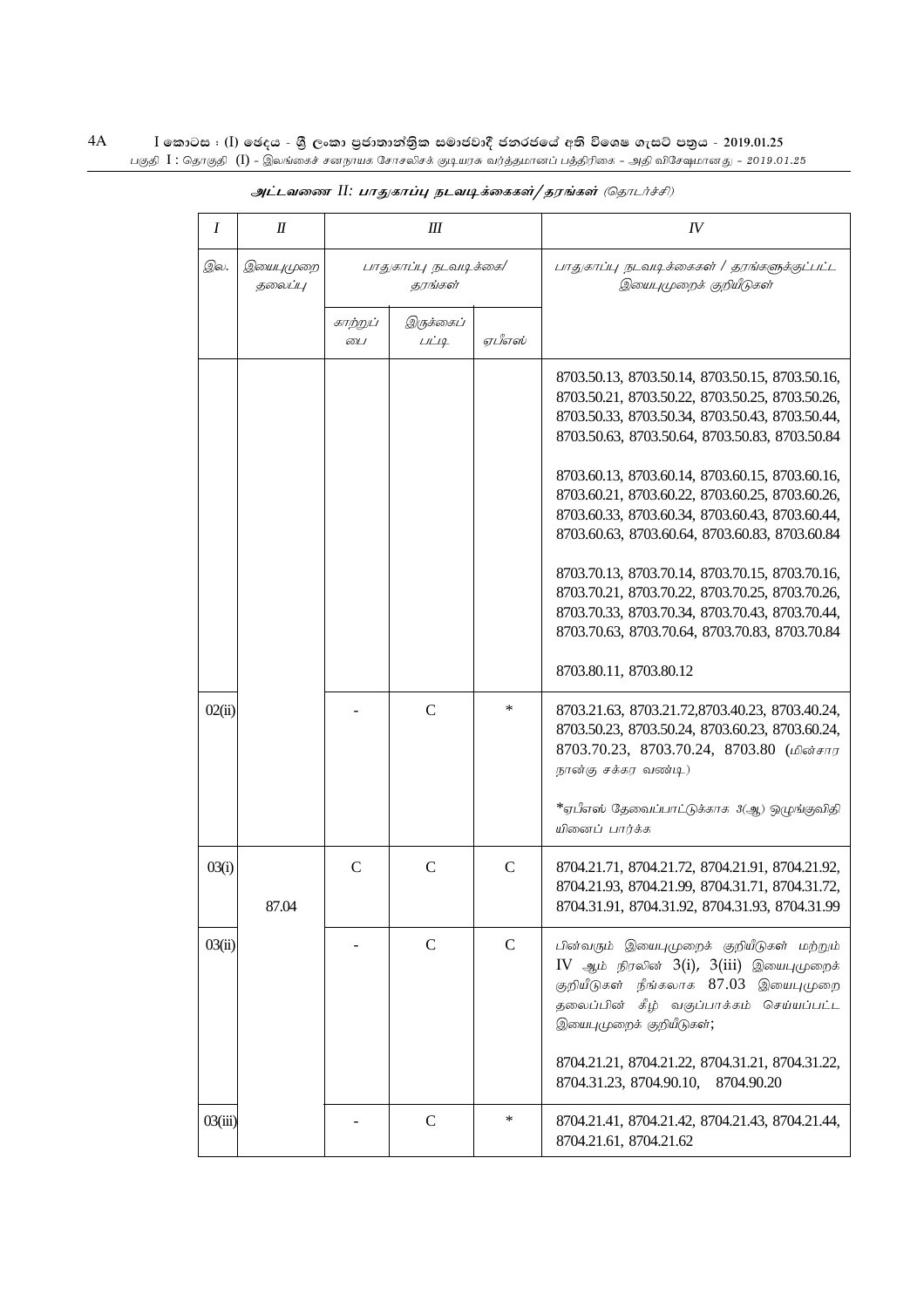**அட்டவணை II: பாதுகாப்பு நடவடிக்கைகள்/ தரங்கள்** *(தொடர்ச்சி)*

| I | II | III | | | IV |
|---|---|---|---|---|---|
| இல. | இயைபுமுறை தலைப்பு | பாதுகாப்பு நடவடிக்கை/ தரங்கள் | | | பாதுகாப்பு நடவடிக்கைகள் / தரங்களுக்குட்பட்ட இயைபுமுறைக் குறியீடுகள் |
| | | காற்றுப் பை | இருக்கைப் பட்டி | ஏபீஎஸ் | |
| | | | | | 8703.50.13, 8703.50.14, 8703.50.15, 8703.50.16, 8703.50.21, 8703.50.22, 8703.50.25, 8703.50.26, 8703.50.33, 8703.50.34, 8703.50.43, 8703.50.44, 8703.50.63, 8703.50.64, 8703.50.83, 8703.50.84<br><br>8703.60.13, 8703.60.14, 8703.60.15, 8703.60.16, 8703.60.21, 8703.60.22, 8703.60.25, 8703.60.26, 8703.60.33, 8703.60.34, 8703.60.43, 8703.60.44, 8703.60.63, 8703.60.64, 8703.60.83, 8703.60.84<br><br>8703.70.13, 8703.70.14, 8703.70.15, 8703.70.16, 8703.70.21, 8703.70.22, 8703.70.25, 8703.70.26, 8703.70.33, 8703.70.34, 8703.70.43, 8703.70.44, 8703.70.63, 8703.70.64, 8703.70.83, 8703.70.84<br><br>8703.80.11, 8703.80.12 |
| 02(ii) | | - | C | * | 8703.21.63, 8703.21.72,8703.40.23, 8703.40.24, 8703.50.23, 8703.50.24, 8703.60.23, 8703.60.24, 8703.70.23, 8703.70.24, 8703.80 (*மின்சார நான்கு சக்கர வண்டி*)<br><br>**ஏபீஎஸ் தேவைப்பாட்டுக்காக 3(ஆ) ஒழுங்குவிதியினைப் பார்க்க* |
| 03(i) | 87.04 | C | C | C | 8704.21.71, 8704.21.72, 8704.21.91, 8704.21.92, 8704.21.93, 8704.21.99, 8704.31.71, 8704.31.72, 8704.31.91, 8704.31.92, 8704.31.93, 8704.31.99 |
| 03(ii) | | - | C | C | *பின்வரும் இயைபுமுறைக் குறியீடுகள் மற்றும் IV ஆம் நிரலின் 3(i), 3(iii) இயைபுமுறைக் குறியீடுகள் நீங்கலாக 87.03 இயைபுமுறை தலைப்பின் கீழ் வகுப்பாக்கம் செய்யப்பட்ட இயைபுமுறைக் குறியீடுகள்;*<br><br>8704.21.21, 8704.21.22, 8704.31.21, 8704.31.22, 8704.31.23, 8704.90.10, 8704.90.20 |
| 03(iii) | | - | C | * | 8704.21.41, 8704.21.42, 8704.21.43, 8704.21.44, 8704.21.61, 8704.21.62 |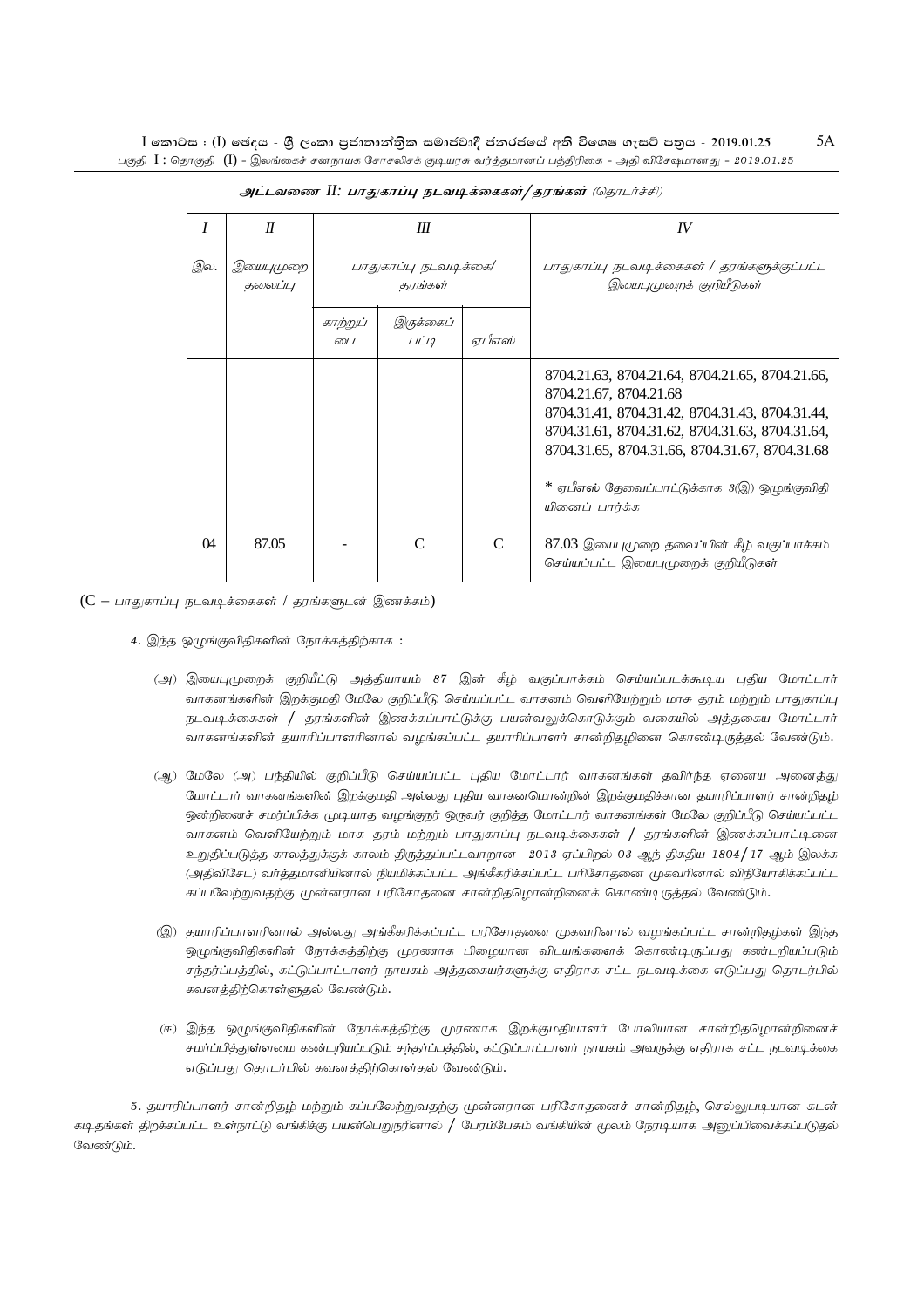*அட்டவணை II: பாதுகாப்பு நடவடிக்கைகள்/ தரங்கள்* (தொடர்ச்சி)

| I | II | III | | | IV |
|---|---|---|---|---|---|
| *இல.* | *இயைபுமுறை தலைப்பு* | *பாதுகாப்பு நடவடிக்கை/ தரங்கள்* | | | *பாதுகாப்பு நடவடிக்கைகள் / தரங்களுக்குட்பட்ட இயைபுமுறைக் குறியீடுகள்* |
| | | *காற்றுப் பை* | *இருக்கைப் பட்டி* | *ஏபீஎஸ்* | |
| | | | | | 8704.21.63, 8704.21.64, 8704.21.65, 8704.21.66, 8704.21.67, 8704.21.68<br>8704.31.41, 8704.31.42, 8704.31.43, 8704.31.44, 8704.31.61, 8704.31.62, 8704.31.63, 8704.31.64, 8704.31.65, 8704.31.66, 8704.31.67, 8704.31.68<br>* *ஏபீஎஸ் தேவைப்பாட்டுக்காக 3(இ) ஒழுங்குவிதியினைப் பார்க்க* |
| 04 | 87.05 | - | C | C | 87.03 *இயைபுமுறை தலைப்பின் கீழ் வகுப்பாக்கம் செய்யப்பட்ட இயைபுமுறைக் குறியீடுகள்* |

(C – *பாதுகாப்பு நடவடிக்கைகள் / தரங்களுடன் இணக்கம்*)

4. *இந்த ஒழுங்குவிதிகளின் நோக்கத்திற்காக :*

(அ) *இயைபுமுறைக் குறியீட்டு அத்தியாயம் 87 இன் கீழ் வகுப்பாக்கம் செய்யப்படக்கூடிய புதிய மோட்டார் வாகனங்களின் இறக்குமதி மேலே குறிப்பீடு செய்யப்பட்ட வாகனம் வெளியேற்றும் மாசு தரம் மற்றும் பாதுகாப்பு நடவடிக்கைகள் / தரங்களின் இணக்கப்பாட்டுக்கு பயன்வலுக்கொடுக்கும் வகையில் அத்தகைய மோட்டார் வாகனங்களின் தயாரிப்பாளரினால் வழங்கப்பட்ட தயாரிப்பாளர் சான்றிதழினை கொண்டிருத்தல் வேண்டும்.*

(ஆ) *மேலே (அ) பந்தியில் குறிப்பீடு செய்யப்பட்ட புதிய மோட்டார் வாகனங்கள் தவிர்ந்த ஏனைய அனைத்து மோட்டார் வாகனங்களின் இறக்குமதி அல்லது புதிய வாகனமொன்றின் இறக்குமதிக்கான தயாரிப்பாளர் சான்றிதழ் ஒன்றினைச் சமர்ப்பிக்க முடியாத வழங்குநர் ஒருவர் குறித்த மோட்டார் வாகனங்கள் மேலே குறிப்பீடு செய்யப்பட்ட வாகனம் வெளியேற்றும் மாசு தரம் மற்றும் பாதுகாப்பு நடவடிக்கைகள் / தரங்களின் இணக்கப்பாட்டினை உறுதிப்படுத்த காலத்துக்குக் காலம் திருத்தப்பட்டவாறான 2013 ஏப்பிறல் 03 ஆந் திகதிய 1804/17 ஆம் இலக்க (அதிவிசேட) வர்த்தமானியினால் நியமிக்கப்பட்ட அங்கீகரிக்கப்பட்ட பரிசோதனை முகவரினால் விநியோகிக்கப்பட்ட கப்பலேற்றுவதற்கு முன்னரான பரிசோதனை சான்றிதழொன்றினைக் கொண்டிருத்தல் வேண்டும்.*

(இ) *தயாரிப்பாளரினால் அல்லது அங்கீகரிக்கப்பட்ட பரிசோதனை முகவரினால் வழங்கப்பட்ட சான்றிதழ்கள் இந்த ஒழுங்குவிதிகளின் நோக்கத்திற்கு முரணாக பிழையான விடயங்களைக் கொண்டிருப்பது கண்டறியப்படும் சந்தர்ப்பத்தில், கட்டுப்பாட்டாளர் நாயகம் அத்தகையர்களுக்கு எதிராக சட்ட நடவடிக்கை எடுப்பது தொடர்பில் கவனத்திற்கொள்ளுதல் வேண்டும்.*

(ஈ) *இந்த ஒழுங்குவிதிகளின் நோக்கத்திற்கு முரணாக இறக்குமதியாளர் போலியான சான்றிதழொன்றினைச் சமர்ப்பித்துள்ளமை கண்டறியப்படும் சந்தர்ப்பத்தில், கட்டுப்பாட்டாளர் நாயகம் அவருக்கு எதிராக சட்ட நடவடிக்கை எடுப்பது தொடர்பில் கவனத்திற்கொள்தல் வேண்டும்.*

5. *தயாரிப்பாளர் சான்றிதழ் மற்றும் கப்பலேற்றுவதற்கு முன்னரான பரிசோதனைச் சான்றிதழ், செல்லுபடியான கடன் கடிதங்கள் திறக்கப்பட்ட உள்நாட்டு வங்கிக்கு பயன்பெறுநரினால் / பேரம்பேசும் வங்கியின் மூலம் நேரடியாக அனுப்பிவைக்கப்படுதல் வேண்டும்.*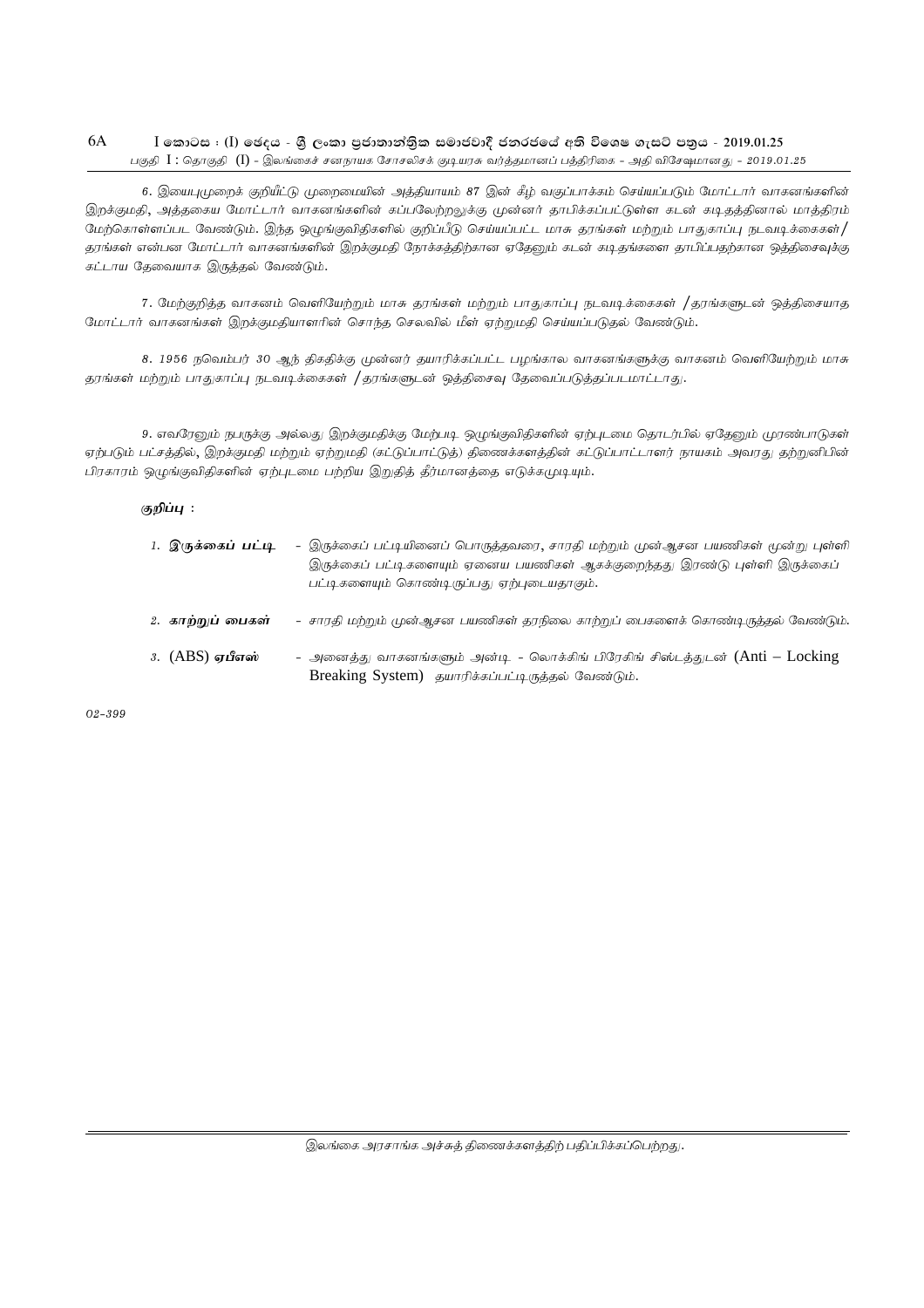6. இயைபுமுறைக் குறியீட்டு முறைமையின் அத்தியாயம் 87 இன் கீழ் வகுப்பாக்கம் செய்யப்படும் மோட்டார் வாகனங்களின் இறக்குமதி, அத்தகைய மோட்டார் வாகனங்களின் கப்பலேற்றலுக்கு முன்னர் தாபிக்கப்பட்டுள்ள கடன் கடிதத்தினால் மாத்திரம் மேற்கொள்ளப்பட வேண்டும். இந்த ஒழுங்குவிதிகளில் குறிப்பீடு செய்யப்பட்ட மாசு தரங்கள் மற்றும் பாதுகாப்பு நடவடிக்கைகள்/ தரங்கள் என்பன மோட்டார் வாகனங்களின் இறக்குமதி நோக்கத்திற்கான ஏதேனும் கடன் கடிதங்களை தாபிப்பதற்கான ஒத்திசைவுக்கு கட்டாய தேவையாக இருத்தல் வேண்டும்.

7. மேற்குறித்த வாகனம் வெளியேற்றும் மாசு தரங்கள் மற்றும் பாதுகாப்பு நடவடிக்கைகள் /தரங்களுடன் ஒத்திசையாத மோட்டார் வாகனங்கள் இறக்குமதியாளரின் சொந்த செலவில் மீள் ஏற்றுமதி செய்யப்படுதல் வேண்டும்.

8. 1956 நவெம்பர் 30 ஆந் திகதிக்கு முன்னர் தயாரிக்கப்பட்ட பழங்கால வாகனங்களுக்கு வாகனம் வெளியேற்றும் மாசு தரங்கள் மற்றும் பாதுகாப்பு நடவடிக்கைகள் /தரங்களுடன் ஒத்திசைவு தேவைப்படுத்தப்படமாட்டாது.

9. எவரேனும் நபருக்கு அல்லது இறக்குமதிக்கு மேற்படி ஒழுங்குவிதிகளின் ஏற்புடமை தொடர்பில் ஏதேனும் முரண்பாடுகள் ஏற்படும் பட்சத்தில், இறக்குமதி மற்றும் ஏற்றுமதி (கட்டுப்பாட்டுத்) திணைக்களத்தின் கட்டுப்பாட்டாளர் நாயகம் அவரது தற்றுனிபின் பிரகாரம் ஒழுங்குவிதிகளின் ஏற்புடமை பற்றிய இறுதித் தீர்மானத்தை எடுக்கமுடியும்.

**குறிப்பு** :

1. **இருக்கைப் பட்டி** – இருக்கைப் பட்டியினைப் பொருத்தவரை, சாரதி மற்றும் முன்ஆசன பயணிகள் மூன்று புள்ளி இருக்கைப் பட்டிகளையும் ஏனைய பயணிகள் ஆகக்குறைந்தது இரண்டு புள்ளி இருக்கைப் பட்டிகளையும் கொண்டிருப்பது ஏற்புடையதாகும்.

2. **காற்றுப் பைகள்** – சாரதி மற்றும் முன்ஆசன பயணிகள் தரநிலை காற்றுப் பைகளைக் கொண்டிருத்தல் வேண்டும்.

3. (ABS) **ஏபீஎஸ்** – அனைத்து வாகனங்களும் அன்டி - லொக்கிங் பிரேகிங் சிஸ்டத்துடன் (Anti – Locking Breaking System) தயாரிக்கப்பட்டிருத்தல் வேண்டும்.

02-399

இலங்கை அரசாங்க அச்சுத் திணைக்களத்திற் பதிப்பிக்கப்பெற்றது.